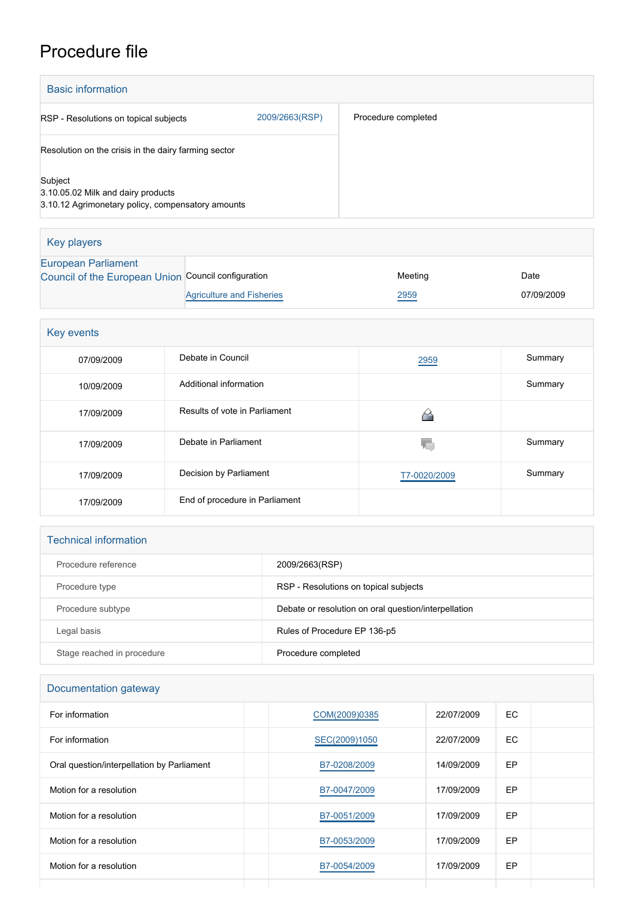# Procedure file

## Basic information

| | | |
|---|---|---|
| RSP - Resolutions on topical subjects | 2009/2663(RSP) | Procedure completed |
| Resolution on the crisis in the dairy farming sector | | |
| Subject<br>3.10.05.02 Milk and dairy products<br>3.10.12 Agrimonetary policy, compensatory amounts | | |

## Key players

| | Council configuration | Meeting | Date |
|---|---|---|---|
| European Parliament | | | |
| Council of the European Union | Agriculture and Fisheries | 2959 | 07/09/2009 |

## Key events

| | | | |
|---|---|---|---|
| 07/09/2009 | Debate in Council | 2959 | Summary |
| 10/09/2009 | Additional information | | Summary |
| 17/09/2009 | Results of vote in Parliament | | |
| 17/09/2009 | Debate in Parliament | | Summary |
| 17/09/2009 | Decision by Parliament | T7-0020/2009 | Summary |
| 17/09/2009 | End of procedure in Parliament | | |

## Technical information

| | |
|---|---|
| Procedure reference | 2009/2663(RSP) |
| Procedure type | RSP - Resolutions on topical subjects |
| Procedure subtype | Debate or resolution on oral question/interpellation |
| Legal basis | Rules of Procedure EP 136-p5 |
| Stage reached in procedure | Procedure completed |

## Documentation gateway

| | | | | | |
|---|---|---|---|---|---|
| For information | | COM(2009)0385 | 22/07/2009 | EC | |
| For information | | SEC(2009)1050 | 22/07/2009 | EC | |
| Oral question/interpellation by Parliament | | B7-0208/2009 | 14/09/2009 | EP | |
| Motion for a resolution | | B7-0047/2009 | 17/09/2009 | EP | |
| Motion for a resolution | | B7-0051/2009 | 17/09/2009 | EP | |
| Motion for a resolution | | B7-0053/2009 | 17/09/2009 | EP | |
| Motion for a resolution | | B7-0054/2009 | 17/09/2009 | EP | |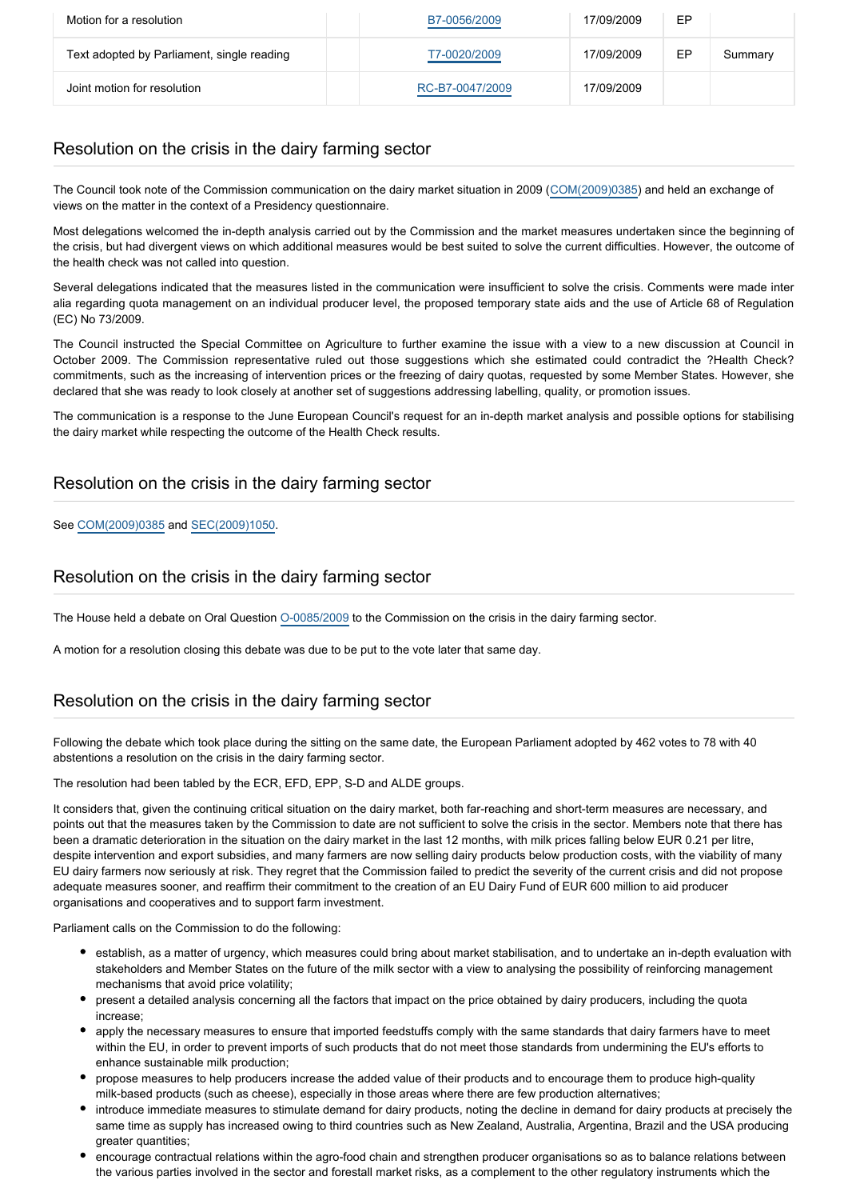| Motion for a resolution | | B7-0056/2009 | 17/09/2009 | EP | |
|---|---|---|---|---|---|
| Text adopted by Parliament, single reading | | T7-0020/2009 | 17/09/2009 | EP | Summary |
| Joint motion for resolution | | RC-B7-0047/2009 | 17/09/2009 | | |

## Resolution on the crisis in the dairy farming sector

The Council took note of the Commission communication on the dairy market situation in 2009 (COM(2009)0385) and held an exchange of views on the matter in the context of a Presidency questionnaire.

Most delegations welcomed the in-depth analysis carried out by the Commission and the market measures undertaken since the beginning of the crisis, but had divergent views on which additional measures would be best suited to solve the current difficulties. However, the outcome of the health check was not called into question.

Several delegations indicated that the measures listed in the communication were insufficient to solve the crisis. Comments were made inter alia regarding quota management on an individual producer level, the proposed temporary state aids and the use of Article 68 of Regulation (EC) No 73/2009.

The Council instructed the Special Committee on Agriculture to further examine the issue with a view to a new discussion at Council in October 2009. The Commission representative ruled out those suggestions which she estimated could contradict the ?Health Check? commitments, such as the increasing of intervention prices or the freezing of dairy quotas, requested by some Member States. However, she declared that she was ready to look closely at another set of suggestions addressing labelling, quality, or promotion issues.

The communication is a response to the June European Council's request for an in-depth market analysis and possible options for stabilising the dairy market while respecting the outcome of the Health Check results.

## Resolution on the crisis in the dairy farming sector

See COM(2009)0385 and SEC(2009)1050.

## Resolution on the crisis in the dairy farming sector

The House held a debate on Oral Question O-0085/2009 to the Commission on the crisis in the dairy farming sector.

A motion for a resolution closing this debate was due to be put to the vote later that same day.

## Resolution on the crisis in the dairy farming sector

Following the debate which took place during the sitting on the same date, the European Parliament adopted by 462 votes to 78 with 40 abstentions a resolution on the crisis in the dairy farming sector.

The resolution had been tabled by the ECR, EFD, EPP, S-D and ALDE groups.

It considers that, given the continuing critical situation on the dairy market, both far-reaching and short-term measures are necessary, and points out that the measures taken by the Commission to date are not sufficient to solve the crisis in the sector. Members note that there has been a dramatic deterioration in the situation on the dairy market in the last 12 months, with milk prices falling below EUR 0.21 per litre, despite intervention and export subsidies, and many farmers are now selling dairy products below production costs, with the viability of many EU dairy farmers now seriously at risk. They regret that the Commission failed to predict the severity of the current crisis and did not propose adequate measures sooner, and reaffirm their commitment to the creation of an EU Dairy Fund of EUR 600 million to aid producer organisations and cooperatives and to support farm investment.

Parliament calls on the Commission to do the following:

- establish, as a matter of urgency, which measures could bring about market stabilisation, and to undertake an in-depth evaluation with stakeholders and Member States on the future of the milk sector with a view to analysing the possibility of reinforcing management mechanisms that avoid price volatility;
- present a detailed analysis concerning all the factors that impact on the price obtained by dairy producers, including the quota increase;
- apply the necessary measures to ensure that imported feedstuffs comply with the same standards that dairy farmers have to meet within the EU, in order to prevent imports of such products that do not meet those standards from undermining the EU's efforts to enhance sustainable milk production;
- propose measures to help producers increase the added value of their products and to encourage them to produce high-quality milk-based products (such as cheese), especially in those areas where there are few production alternatives;
- introduce immediate measures to stimulate demand for dairy products, noting the decline in demand for dairy products at precisely the same time as supply has increased owing to third countries such as New Zealand, Australia, Argentina, Brazil and the USA producing greater quantities;
- encourage contractual relations within the agro-food chain and strengthen producer organisations so as to balance relations between the various parties involved in the sector and forestall market risks, as a complement to the other regulatory instruments which the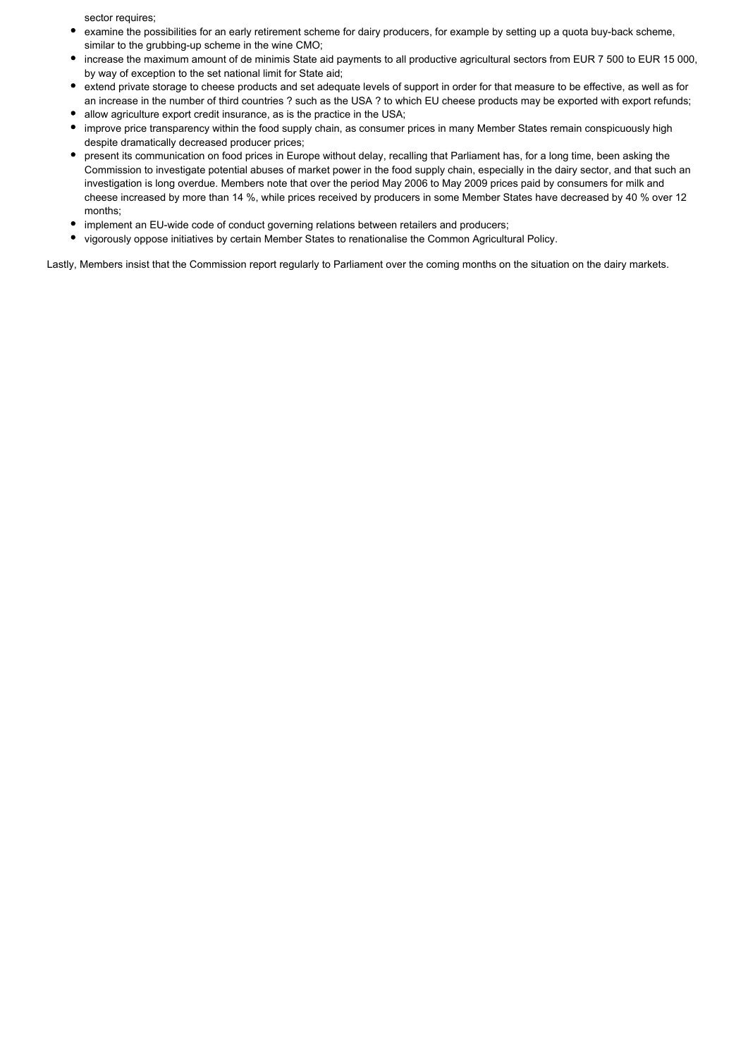sector requires;

- examine the possibilities for an early retirement scheme for dairy producers, for example by setting up a quota buy-back scheme, similar to the grubbing-up scheme in the wine CMO;
- increase the maximum amount of de minimis State aid payments to all productive agricultural sectors from EUR 7 500 to EUR 15 000, by way of exception to the set national limit for State aid;
- extend private storage to cheese products and set adequate levels of support in order for that measure to be effective, as well as for an increase in the number of third countries ? such as the USA ? to which EU cheese products may be exported with export refunds;
- allow agriculture export credit insurance, as is the practice in the USA;
- improve price transparency within the food supply chain, as consumer prices in many Member States remain conspicuously high despite dramatically decreased producer prices;
- present its communication on food prices in Europe without delay, recalling that Parliament has, for a long time, been asking the Commission to investigate potential abuses of market power in the food supply chain, especially in the dairy sector, and that such an investigation is long overdue. Members note that over the period May 2006 to May 2009 prices paid by consumers for milk and cheese increased by more than 14 %, while prices received by producers in some Member States have decreased by 40 % over 12 months;
- implement an EU-wide code of conduct governing relations between retailers and producers;
- vigorously oppose initiatives by certain Member States to renationalise the Common Agricultural Policy.

Lastly, Members insist that the Commission report regularly to Parliament over the coming months on the situation on the dairy markets.